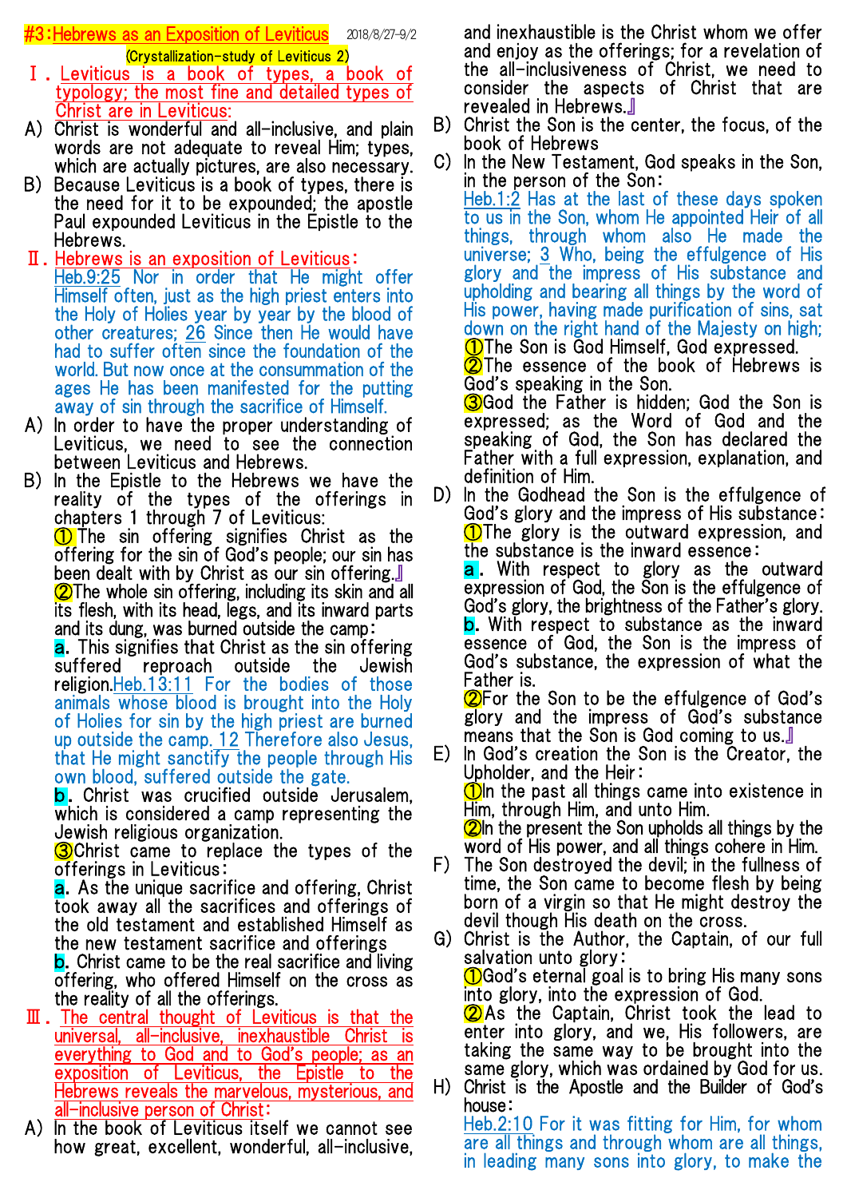# #3:Hebrews as an Exposition of Leviticus

2018/8/27-9/2

(Crystallization-study of Leviticus 2)

## Ⅰ. Leviticus is a book of types, a book of typology; the most fine and detailed types of Christ are in Leviticus:

A) Christ is wonderful and all-inclusive, and plain words are not adequate to reveal Him; types, which are actually pictures, are also necessary.

B) Because Leviticus is a book of types, there is the need for it to be expounded; the apostle Paul expounded Leviticus in the Epistle to the Hebrews.

## Ⅱ. Hebrews is an exposition of Leviticus:

Heb.9:25 Nor in order that He might offer Himself often, just as the high priest enters into the Holy of Holies year by year by the blood of other creatures; 26 Since then He would have had to suffer often since the foundation of the world. But now once at the consummation of the ages He has been manifested for the putting away of sin through the sacrifice of Himself.

A) In order to have the proper understanding of Leviticus, we need to see the connection between Leviticus and Hebrews.

B) In the Epistle to the Hebrews we have the reality of the types of the offerings in chapters 1 through 7 of Leviticus:

①The sin offering signifies Christ as the offering for the sin of God's people; our sin has been dealt with by Christ as our sin offering.』

②The whole sin offering, including its skin and all its flesh, with its head, legs, and its inward parts and its dung, was burned outside the camp:

a. This signifies that Christ as the sin offering suffered reproach outside the Jewish religion.Heb.13:11 For the bodies of those animals whose blood is brought into the Holy of Holies for sin by the high priest are burned up outside the camp. 12 Therefore also Jesus, that He might sanctify the people through His own blood, suffered outside the gate.

b. Christ was crucified outside Jerusalem, which is considered a camp representing the Jewish religious organization.

③Christ came to replace the types of the offerings in Leviticus:

a. As the unique sacrifice and offering, Christ took away all the sacrifices and offerings of the old testament and established Himself as the new testament sacrifice and offerings

b. Christ came to be the real sacrifice and living offering, who offered Himself on the cross as the reality of all the offerings.

## Ⅲ. The central thought of Leviticus is that the universal, all-inclusive, inexhaustible Christ is everything to God and to God's people; as an exposition of Leviticus, the Epistle to the Hebrews reveals the marvelous, mysterious, and all-inclusive person of Christ:

A) In the book of Leviticus itself we cannot see how great, excellent, wonderful, all-inclusive, and inexhaustible is the Christ whom we offer and enjoy as the offerings; for a revelation of the all-inclusiveness of Christ, we need to consider the aspects of Christ that are revealed in Hebrews.』

B) Christ the Son is the center, the focus, of the book of Hebrews

C) In the New Testament, God speaks in the Son, in the person of the Son:

Heb.1:2 Has at the last of these days spoken to us in the Son, whom He appointed Heir of all things, through whom also He made the universe; 3 Who, being the effulgence of His glory and the impress of His substance and upholding and bearing all things by the word of His power, having made purification of sins, sat down on the right hand of the Majesty on high;

①The Son is God Himself, God expressed.

②The essence of the book of Hebrews is God's speaking in the Son.

③God the Father is hidden; God the Son is expressed; as the Word of God and the speaking of God, the Son has declared the Father with a full expression, explanation, and definition of Him.

D) In the Godhead the Son is the effulgence of God's glory and the impress of His substance:

①The glory is the outward expression, and the substance is the inward essence:

a. With respect to glory as the outward expression of God, the Son is the effulgence of God's glory, the brightness of the Father's glory.

b. With respect to substance as the inward essence of God, the Son is the impress of God's substance, the expression of what the Father is.

②For the Son to be the effulgence of God's glory and the impress of God's substance means that the Son is God coming to us.』

E) In God's creation the Son is the Creator, the Upholder, and the Heir:

①In the past all things came into existence in Him, through Him, and unto Him.

②In the present the Son upholds all things by the word of His power, and all things cohere in Him.

F) The Son destroyed the devil; in the fullness of time, the Son came to become flesh by being born of a virgin so that He might destroy the devil though His death on the cross.

G) Christ is the Author, the Captain, of our full salvation unto glory:

①God's eternal goal is to bring His many sons into glory, into the expression of God.

②As the Captain, Christ took the lead to enter into glory, and we, His followers, are taking the same way to be brought into the same glory, which was ordained by God for us.

H) Christ is the Apostle and the Builder of God's house:

Heb.2:10 For it was fitting for Him, for whom are all things and through whom are all things, in leading many sons into glory, to make the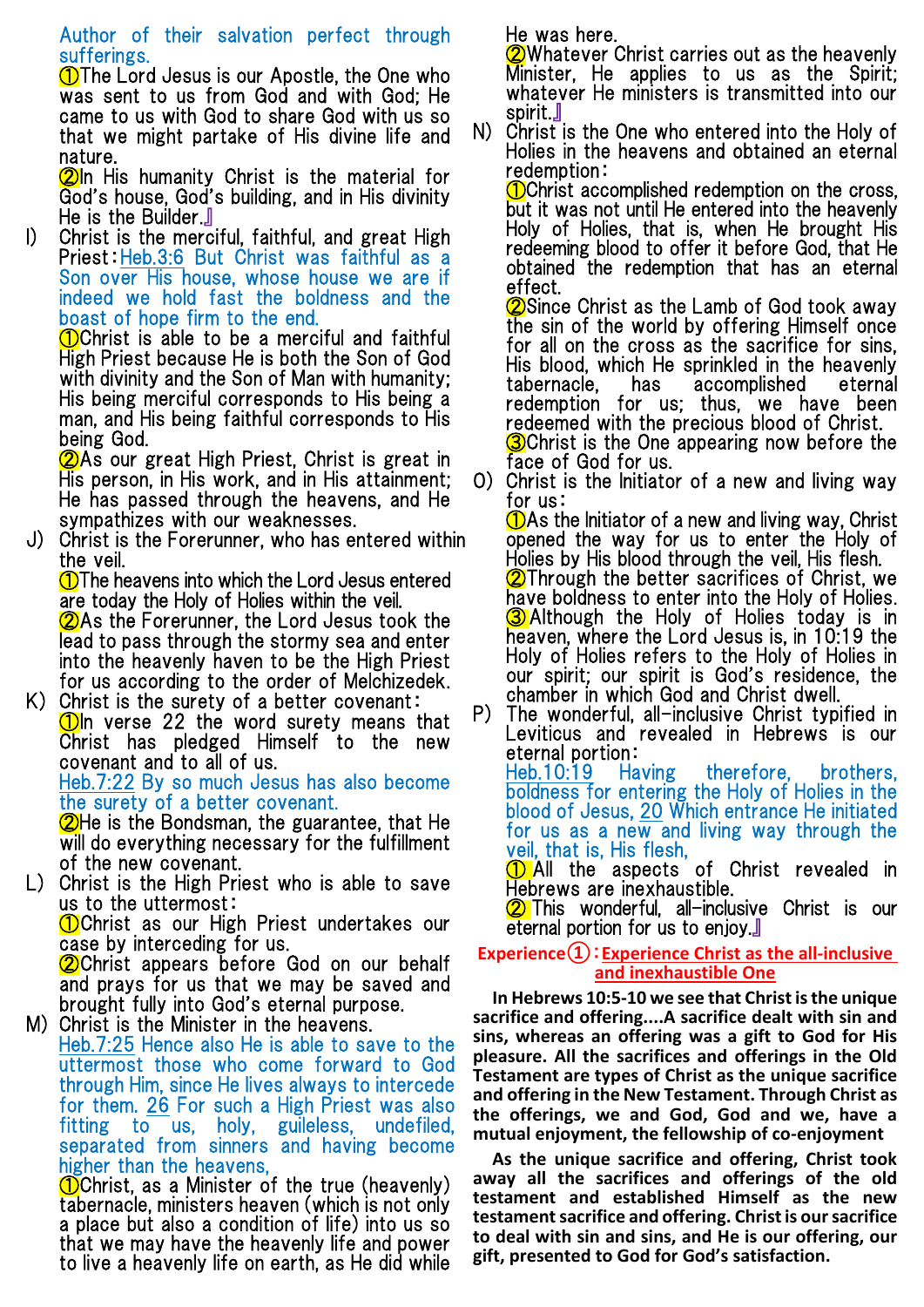Author of their salvation perfect through sufferings.

①The Lord Jesus is our Apostle, the One who was sent to us from God and with God; He came to us with God to share God with us so that we might partake of His divine life and nature.

②In His humanity Christ is the material for God's house, God's building, and in His divinity He is the Builder.』

I) Christ is the merciful, faithful, and great High Priest：Heb.3:6 But Christ was faithful as a Son over His house, whose house we are if indeed we hold fast the boldness and the boast of hope firm to the end.

①Christ is able to be a merciful and faithful High Priest because He is both the Son of God with divinity and the Son of Man with humanity; His being merciful corresponds to His being a man, and His being faithful corresponds to His being God.

②As our great High Priest, Christ is great in His person, in His work, and in His attainment; He has passed through the heavens, and He sympathizes with our weaknesses.

J) Christ is the Forerunner, who has entered within the veil.

①The heavens into which the Lord Jesus entered are today the Holy of Holies within the veil.

②As the Forerunner, the Lord Jesus took the lead to pass through the stormy sea and enter into the heavenly haven to be the High Priest for us according to the order of Melchizedek.

K) Christ is the surety of a better covenant：

①In verse 22 the word surety means that Christ has pledged Himself to the new covenant and to all of us.

Heb.7:22 By so much Jesus has also become the surety of a better covenant.

②He is the Bondsman, the guarantee, that He will do everything necessary for the fulfillment of the new covenant.

L) Christ is the High Priest who is able to save us to the uttermost：

①Christ as our High Priest undertakes our case by interceding for us.

②Christ appears before God on our behalf and prays for us that we may be saved and brought fully into God's eternal purpose.

M) Christ is the Minister in the heavens.

Heb.7:25 Hence also He is able to save to the uttermost those who come forward to God through Him, since He lives always to intercede for them. 26 For such a High Priest was also fitting to us, holy, guileless, undefiled, separated from sinners and having become higher than the heavens,

①Christ, as a Minister of the true (heavenly) tabernacle, ministers heaven (which is not only a place but also a condition of life) into us so that we may have the heavenly life and power to live a heavenly life on earth, as He did while He was here.

②Whatever Christ carries out as the heavenly Minister, He applies to us as the Spirit; whatever He ministers is transmitted into our spirit.』

N) Christ is the One who entered into the Holy of Holies in the heavens and obtained an eternal redemption：

①Christ accomplished redemption on the cross, but it was not until He entered into the heavenly Holy of Holies, that is, when He brought His redeeming blood to offer it before God, that He obtained the redemption that has an eternal effect.

②Since Christ as the Lamb of God took away the sin of the world by offering Himself once for all on the cross as the sacrifice for sins, His blood, which He sprinkled in the heavenly tabernacle, has accomplished eternal redemption for us; thus, we have been redeemed with the precious blood of Christ.

③Christ is the One appearing now before the face of God for us.

O) Christ is the Initiator of a new and living way for us：

①As the Initiator of a new and living way, Christ opened the way for us to enter the Holy of Holies by His blood through the veil, His flesh.

②Through the better sacrifices of Christ, we have boldness to enter into the Holy of Holies.

③Although the Holy of Holies today is in heaven, where the Lord Jesus is, in 10:19 the Holy of Holies refers to the Holy of Holies in our spirit; our spirit is God's residence, the chamber in which God and Christ dwell.

P) The wonderful, all-inclusive Christ typified in Leviticus and revealed in Hebrews is our eternal portion：

Heb.10:19 Having therefore, brothers, boldness for entering the Holy of Holies in the blood of Jesus, 20 Which entrance He initiated for us as a new and living way through the veil, that is, His flesh,

① All the aspects of Christ revealed in Hebrews are inexhaustible.

② This wonderful, all-inclusive Christ is our eternal portion for us to enjoy.』

**Experience①：Experience Christ as the all-inclusive and inexhaustible One**

**In Hebrews 10:5-10 we see that Christ is the unique sacrifice and offering....A sacrifice dealt with sin and sins, whereas an offering was a gift to God for His pleasure. All the sacrifices and offerings in the Old Testament are types of Christ as the unique sacrifice and offering in the New Testament. Through Christ as the offerings, we and God, God and we, have a mutual enjoyment, the fellowship of co-enjoyment**

**As the unique sacrifice and offering, Christ took away all the sacrifices and offerings of the old testament and established Himself as the new testament sacrifice and offering. Christ is our sacrifice to deal with sin and sins, and He is our offering, our gift, presented to God for God's satisfaction.**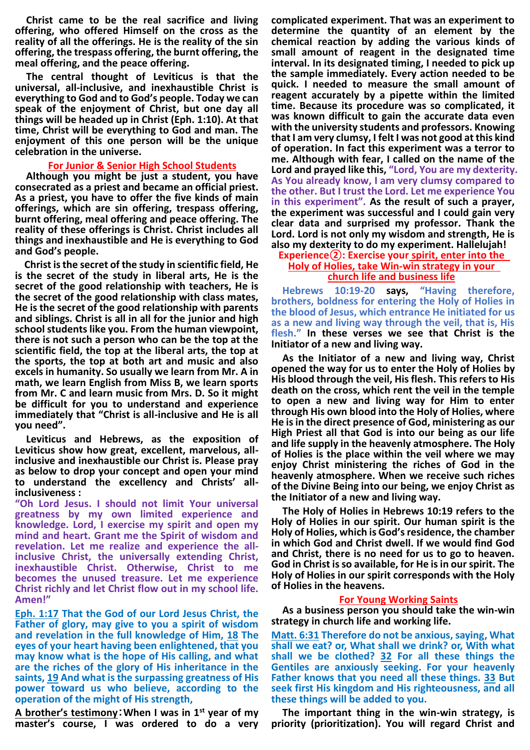**Christ came to be the real sacrifice and living offering, who offered Himself on the cross as the reality of all the offerings. He is the reality of the sin offering, the trespass offering, the burnt offering, the meal offering, and the peace offering.**

**The central thought of Leviticus is that the universal, all-inclusive, and inexhaustible Christ is everything to God and to God's people. Today we can speak of the enjoyment of Christ, but one day all things will be headed up in Christ (Eph. 1:10). At that time, Christ will be everything to God and man. The enjoyment of this one person will be the unique celebration in the universe.**

## For Junior & Senior High School Students

**Although you might be just a student, you have consecrated as a priest and became an official priest. As a priest, you have to offer the five kinds of main offerings, which are sin offering, trespass offering, burnt offering, meal offering and peace offering. The reality of these offerings is Christ. Christ includes all things and inexhaustible and He is everything to God and God's people.**

**Christ is the secret of the study in scientific field, He is the secret of the study in liberal arts, He is the secret of the good relationship with teachers, He is the secret of the good relationship with class mates, He is the secret of the good relationship with parents and siblings. Christ is all in all for the junior and high school students like you. From the human viewpoint, there is not such a person who can be the top at the scientific field, the top at the liberal arts, the top at the sports, the top at both art and music and also excels in humanity. So usually we learn from Mr. A in math, we learn English from Miss B, we learn sports from Mr. C and learn music from Mrs. D. So it might be difficult for you to understand and experience immediately that "Christ is all-inclusive and He is all you need".**

**Leviticus and Hebrews, as the exposition of Leviticus show how great, excellent, marvelous, all-inclusive and inexhaustible our Christ is. Please pray as below to drop your concept and open your mind to understand the excellency and Christs' all-inclusiveness :**

**"Oh Lord Jesus. I should not limit Your universal greatness by my own limited experience and knowledge. Lord, I exercise my spirit and open my mind and heart. Grant me the Spirit of wisdom and revelation. Let me realize and experience the all-inclusive Christ, the universally extending Christ, inexhaustible Christ. Otherwise, Christ to me becomes the unused treasure. Let me experience Christ richly and let Christ flow out in my school life. Amen!"**

**Eph. 1:17 That the God of our Lord Jesus Christ, the Father of glory, may give to you a spirit of wisdom and revelation in the full knowledge of Him, 18 The eyes of your heart having been enlightened, that you may know what is the hope of His calling, and what are the riches of the glory of His inheritance in the saints, 19 And what is the surpassing greatness of His power toward us who believe, according to the operation of the might of His strength,**

**A brother's testimony：When I was in 1st year of my master's course, I was ordered to do a very complicated experiment. That was an experiment to determine the quantity of an element by the chemical reaction by adding the various kinds of small amount of reagent in the designated time interval. In its designated timing, I needed to pick up the sample immediately. Every action needed to be quick. I needed to measure the small amount of reagent accurately by a pipette within the limited time. Because its procedure was so complicated, it was known difficult to gain the accurate data even with the university students and professors. Knowing that I am very clumsy, I felt I was not good at this kind of operation. In fact this experiment was a terror to me. Although with fear, I called on the name of the Lord and prayed like this, "Lord, You are my dexterity. As You already know, I am very clumsy compared to the other. But I trust the Lord. Let me experience You in this experiment". As the result of such a prayer, the experiment was successful and I could gain very clear data and surprised my professor. Thank the Lord. Lord is not only my wisdom and strength, He is also my dexterity to do my experiment. Hallelujah!**

## Experience②: Exercise your spirit, enter into the Holy of Holies, take Win-win strategy in your church life and business life

**Hebrews 10:19-20 says, "Having therefore, brothers, boldness for entering the Holy of Holies in the blood of Jesus, which entrance He initiated for us as a new and living way through the veil, that is, His flesh." In these verses we see that Christ is the Initiator of a new and living way.**

**As the Initiator of a new and living way, Christ opened the way for us to enter the Holy of Holies by His blood through the veil, His flesh. This refers to His death on the cross, which rent the veil in the temple to open a new and living way for Him to enter through His own blood into the Holy of Holies, where He is in the direct presence of God, ministering as our High Priest all that God is into our being as our life and life supply in the heavenly atmosphere. The Holy of Holies is the place within the veil where we may enjoy Christ ministering the riches of God in the heavenly atmosphere. When we receive such riches of the Divine Being into our being, we enjoy Christ as the Initiator of a new and living way.**

**The Holy of Holies in Hebrews 10:19 refers to the Holy of Holies in our spirit. Our human spirit is the Holy of Holies, which is God's residence, the chamber in which God and Christ dwell. If we would find God and Christ, there is no need for us to go to heaven. God in Christ is so available, for He is in our spirit. The Holy of Holies in our spirit corresponds with the Holy of Holies in the heavens.**

## For Young Working Saints

**As a business person you should take the win-win strategy in church life and working life.**

**Matt. 6:31 Therefore do not be anxious, saying, What shall we eat? or, What shall we drink? or, With what shall we be clothed? 32 For all these things the Gentiles are anxiously seeking. For your heavenly Father knows that you need all these things. 33 But seek first His kingdom and His righteousness, and all these things will be added to you.**

**The important thing in the win-win strategy, is priority (prioritization). You will regard Christ and**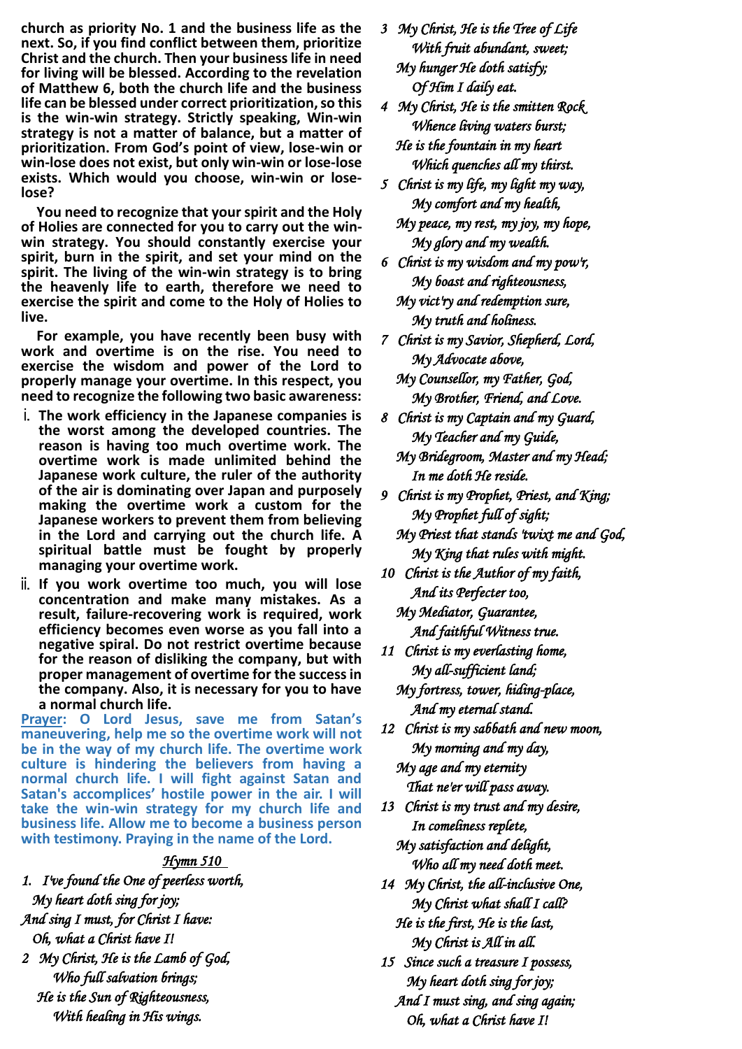**church as priority No. 1 and the business life as the next. So, if you find conflict between them, prioritize Christ and the church. Then your business life in need for living will be blessed. According to the revelation of Matthew 6, both the church life and the business life can be blessed under correct prioritization, so this is the win-win strategy. Strictly speaking, Win-win strategy is not a matter of balance, but a matter of prioritization. From God's point of view, lose-win or win-lose does not exist, but only win-win or lose-lose exists. Which would you choose, win-win or lose-lose?**

**You need to recognize that your spirit and the Holy of Holies are connected for you to carry out the win-win strategy. You should constantly exercise your spirit, burn in the spirit, and set your mind on the spirit. The living of the win-win strategy is to bring the heavenly life to earth, therefore we need to exercise the spirit and come to the Holy of Holies to live.**

**For example, you have recently been busy with work and overtime is on the rise. You need to exercise the wisdom and power of the Lord to properly manage your overtime. In this respect, you need to recognize the following two basic awareness:**

i. **The work efficiency in the Japanese companies is the worst among the developed countries. The reason is having too much overtime work. The overtime work is made unlimited behind the Japanese work culture, the ruler of the authority of the air is dominating over Japan and purposely making the overtime work a custom for the Japanese workers to prevent them from believing in the Lord and carrying out the church life. A spiritual battle must be fought by properly managing your overtime work.**

ii. **If you work overtime too much, you will lose concentration and make many mistakes. As a result, failure-recovering work is required, work efficiency becomes even worse as you fall into a negative spiral. Do not restrict overtime because for the reason of disliking the company, but with proper management of overtime for the success in the company. Also, it is necessary for you to have a normal church life.**

**Prayer: O Lord Jesus, save me from Satan's maneuvering, help me so the overtime work will not be in the way of my church life. The overtime work culture is hindering the believers from having a normal church life. I will fight against Satan and Satan's accomplices' hostile power in the air. I will take the win-win strategy for my church life and business life. Allow me to become a business person with testimony. Praying in the name of the Lord.**

*Hymn 510*

1. *I've found the One of peerless worth,*
   *My heart doth sing for joy;*
   *And sing I must, for Christ I have:*
   *Oh, what a Christ have I!*

2. *My Christ, He is the Lamb of God,*
   *Who full salvation brings;*
   *He is the Sun of Righteousness,*
   *With healing in His wings.*

3. *My Christ, He is the Tree of Life*
   *With fruit abundant, sweet;*
   *My hunger He doth satisfy;*
   *Of Him I daily eat.*

4. *My Christ, He is the smitten Rock*
   *Whence living waters burst;*
   *He is the fountain in my heart*
   *Which quenches all my thirst.*

5. *Christ is my life, my light my way,*
   *My comfort and my health,*
   *My peace, my rest, my joy, my hope,*
   *My glory and my wealth.*

6. *Christ is my wisdom and my pow'r,*
   *My boast and righteousness,*
   *My vict'ry and redemption sure,*
   *My truth and holiness.*

7. *Christ is my Savior, Shepherd, Lord,*
   *My Advocate above,*
   *My Counsellor, my Father, God,*
   *My Brother, Friend, and Love.*

8. *Christ is my Captain and my Guard,*
   *My Teacher and my Guide,*
   *My Bridegroom, Master and my Head;*
   *In me doth He reside.*

9. *Christ is my Prophet, Priest, and King;*
   *My Prophet full of sight;*
   *My Priest that stands 'twixt me and God,*
   *My King that rules with might.*

10. *Christ is the Author of my faith,*
    *And its Perfecter too,*
    *My Mediator, Guarantee,*
    *And faithful Witness true.*

11. *Christ is my everlasting home,*
    *My all-sufficient land;*
    *My fortress, tower, hiding-place,*
    *And my eternal stand.*

12. *Christ is my sabbath and new moon,*
    *My morning and my day,*
    *My age and my eternity*
    *That ne'er will pass away.*

13. *Christ is my trust and my desire,*
    *In comeliness replete,*
    *My satisfaction and delight,*
    *Who all my need doth meet.*

14. *My Christ, the all-inclusive One,*
    *My Christ what shall I call?*
    *He is the first, He is the last,*
    *My Christ is All in all.*

15. *Since such a treasure I possess,*
    *My heart doth sing for joy;*
    *And I must sing, and sing again;*
    *Oh, what a Christ have I!*